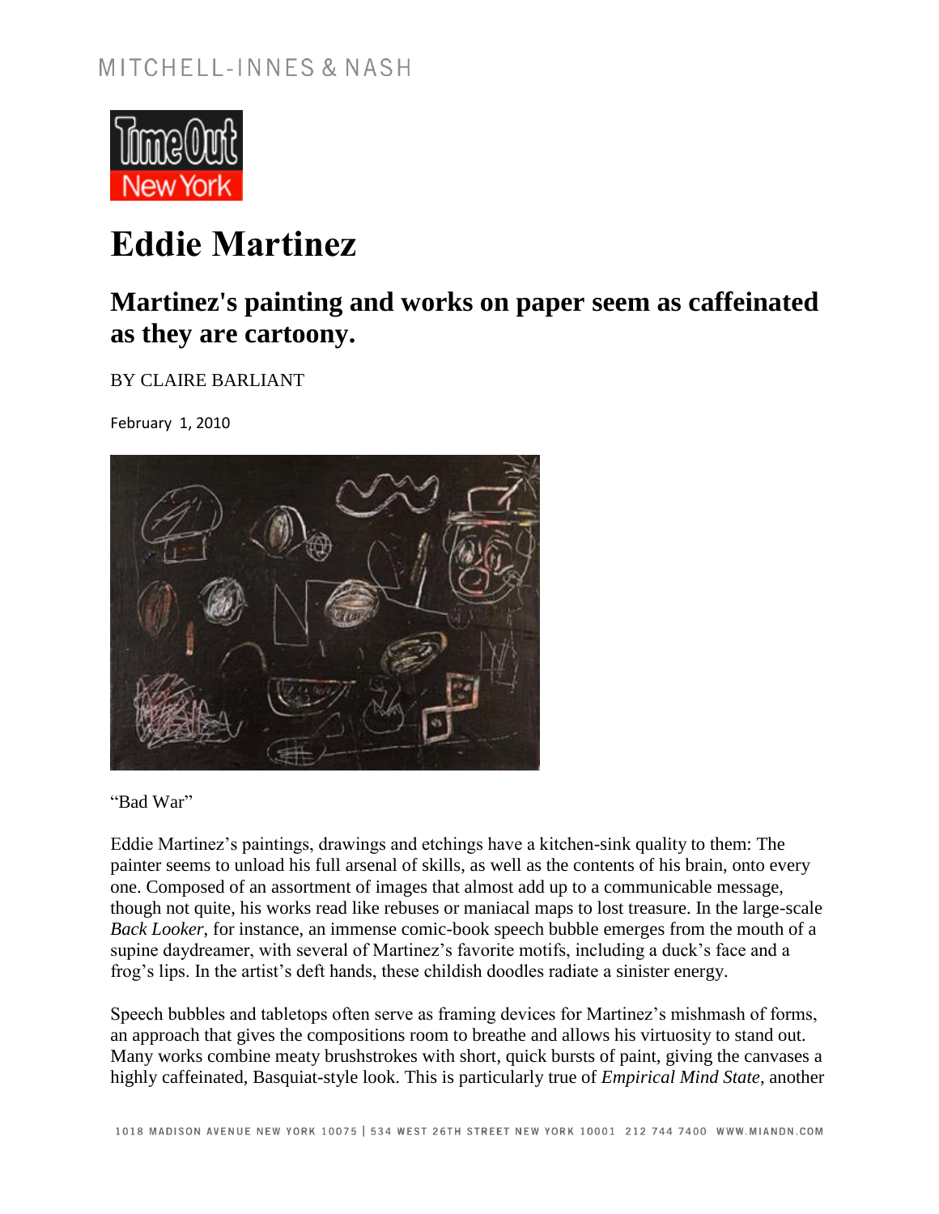MITCHELL-INNES & NASH

Time Out New York

# Eddie Martinez

## Martinez's painting and works on paper seem as caffeinated as they are cartoony.

BY CLAIRE BARLIANT

February 1, 2010

"Bad War"

Eddie Martinez's paintings, drawings and etchings have a kitchen-sink quality to them: The painter seems to unload his full arsenal of skills, as well as the contents of his brain, onto every one. Composed of an assortment of images that almost add up to a communicable message, though not quite, his works read like rebuses or maniacal maps to lost treasure. In the large-scale *Back Looker*, for instance, an immense comic-book speech bubble emerges from the mouth of a supine daydreamer, with several of Martinez's favorite motifs, including a duck's face and a frog's lips. In the artist's deft hands, these childish doodles radiate a sinister energy.

Speech bubbles and tabletops often serve as framing devices for Martinez's mishmash of forms, an approach that gives the compositions room to breathe and allows his virtuosity to stand out. Many works combine meaty brushstrokes with short, quick bursts of paint, giving the canvases a highly caffeinated, Basquiat-style look. This is particularly true of *Empirical Mind State*, another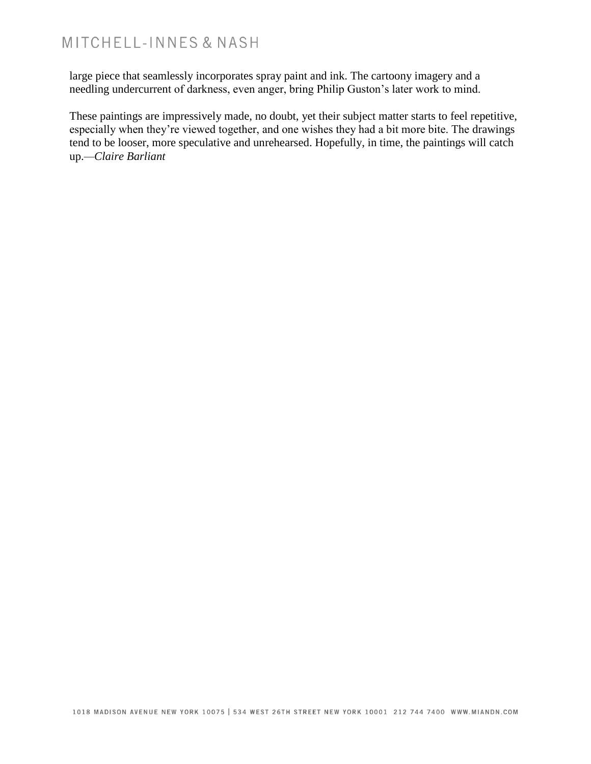large piece that seamlessly incorporates spray paint and ink. The cartoony imagery and a needling undercurrent of darkness, even anger, bring Philip Guston's later work to mind.

These paintings are impressively made, no doubt, yet their subject matter starts to feel repetitive, especially when they're viewed together, and one wishes they had a bit more bite. The drawings tend to be looser, more speculative and unrehearsed. Hopefully, in time, the paintings will catch up.—*Claire Barliant*